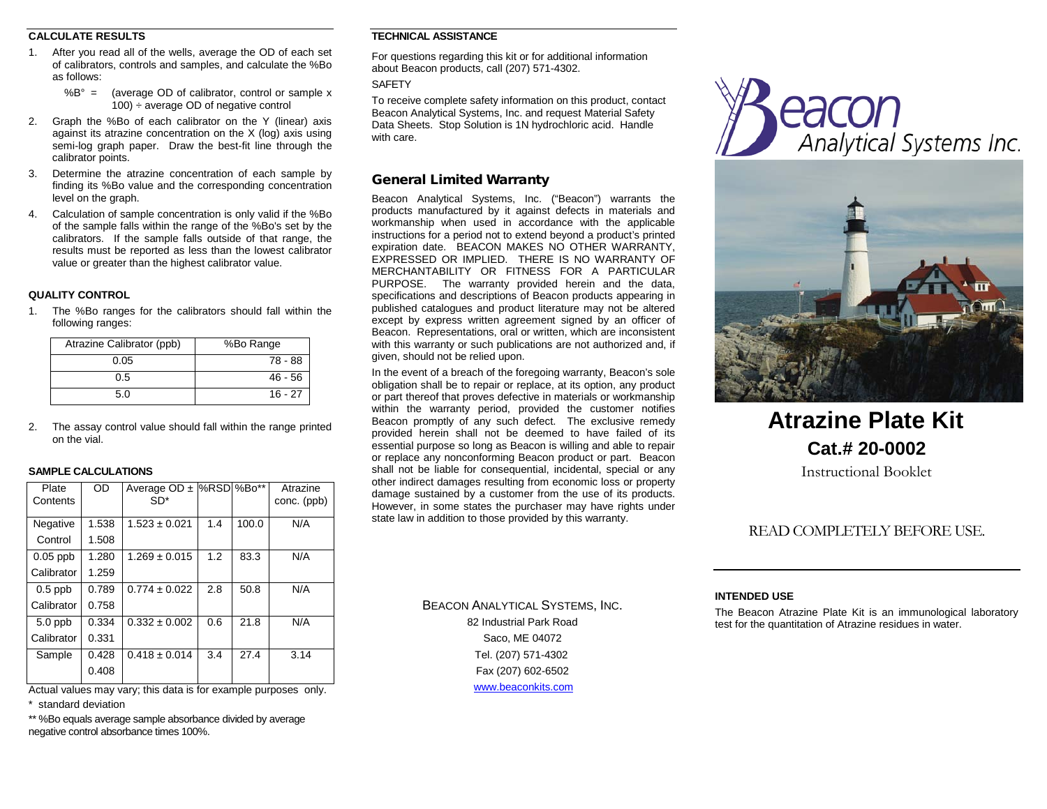### CALCULATE RESULTS

1. After you read all of the wells, average the OD of each set of calibrators, controls and samples, and calculate the %Bo as follows:

   %B° = (average OD of calibrator, control or sample x 100) ÷ average OD of negative control

2. Graph the %Bo of each calibrator on the Y (linear) axis against its atrazine concentration on the X (log) axis using semi-log graph paper. Draw the best-fit line through the calibrator points.
3. Determine the atrazine concentration of each sample by finding its %Bo value and the corresponding concentration level on the graph.
4. Calculation of sample concentration is only valid if the %Bo of the sample falls within the range of the %Bo's set by the calibrators. If the sample falls outside of that range, the results must be reported as less than the lowest calibrator value or greater than the highest calibrator value.

### QUALITY CONTROL

1. The %Bo ranges for the calibrators should fall within the following ranges:

| Atrazine Calibrator (ppb) | %Bo Range |
|---|---|
| 0.05 | 78 - 88 |
| 0.5 | 46 - 56 |
| 5.0 | 16 - 27 |

2. The assay control value should fall within the range printed on the vial.

### SAMPLE CALCULATIONS

| Plate Contents | OD | Average OD ± SD* | %RSD | %Bo** | Atrazine conc. (ppb) |
|---|---|---|---|---|---|
| Negative Control | 1.538<br>1.508 | 1.523 ± 0.021 | 1.4 | 100.0 | N/A |
| 0.05 ppb Calibrator | 1.280<br>1.259 | 1.269 ± 0.015 | 1.2 | 83.3 | N/A |
| 0.5 ppb Calibrator | 0.789<br>0.758 | 0.774 ± 0.022 | 2.8 | 50.8 | N/A |
| 5.0 ppb Calibrator | 0.334<br>0.331 | 0.332 ± 0.002 | 0.6 | 21.8 | N/A |
| Sample | 0.428<br>0.408 | 0.418 ± 0.014 | 3.4 | 27.4 | 3.14 |

Actual values may vary; this data is for example purposes only.

\* standard deviation

** %Bo equals average sample absorbance divided by average negative control absorbance times 100%.

### TECHNICAL ASSISTANCE

For questions regarding this kit or for additional information about Beacon products, call (207) 571-4302.

SAFETY

To receive complete safety information on this product, contact Beacon Analytical Systems, Inc. and request Material Safety Data Sheets. Stop Solution is 1N hydrochloric acid. Handle with care.

## General Limited Warranty

Beacon Analytical Systems, Inc. ("Beacon") warrants the products manufactured by it against defects in materials and workmanship when used in accordance with the applicable instructions for a period not to extend beyond a product's printed expiration date. BEACON MAKES NO OTHER WARRANTY, EXPRESSED OR IMPLIED. THERE IS NO WARRANTY OF MERCHANTABILITY OR FITNESS FOR A PARTICULAR PURPOSE. The warranty provided herein and the data, specifications and descriptions of Beacon products appearing in published catalogues and product literature may not be altered except by express written agreement signed by an officer of Beacon. Representations, oral or written, which are inconsistent with this warranty or such publications are not authorized and, if given, should not be relied upon.

In the event of a breach of the foregoing warranty, Beacon's sole obligation shall be to repair or replace, at its option, any product or part thereof that proves defective in materials or workmanship within the warranty period, provided the customer notifies Beacon promptly of any such defect. The exclusive remedy provided herein shall not be deemed to have failed of its essential purpose so long as Beacon is willing and able to repair or replace any nonconforming Beacon product or part. Beacon shall not be liable for consequential, incidental, special or any other indirect damages resulting from economic loss or property damage sustained by a customer from the use of its products. However, in some states the purchaser may have rights under state law in addition to those provided by this warranty.

BEACON ANALYTICAL SYSTEMS, INC.
82 Industrial Park Road
Saco, ME 04072
Tel. (207) 571-4302
Fax (207) 602-6502
www.beaconkits.com

Beacon Analytical Systems Inc.

# Atrazine Plate Kit

## Cat.# 20-0002

Instructional Booklet

READ COMPLETELY BEFORE USE.

### INTENDED USE

The Beacon Atrazine Plate Kit is an immunological laboratory test for the quantitation of Atrazine residues in water.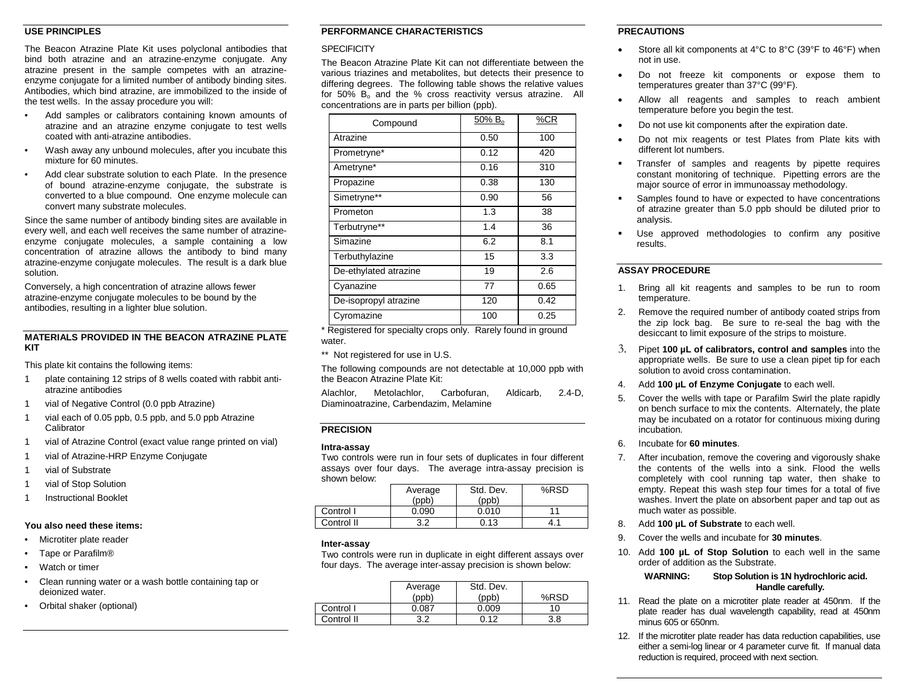## USE PRINCIPLES

The Beacon Atrazine Plate Kit uses polyclonal antibodies that bind both atrazine and an atrazine-enzyme conjugate. Any atrazine present in the sample competes with an atrazine-enzyme conjugate for a limited number of antibody binding sites. Antibodies, which bind atrazine, are immobilized to the inside of the test wells. In the assay procedure you will:

- Add samples or calibrators containing known amounts of atrazine and an atrazine enzyme conjugate to test wells coated with anti-atrazine antibodies.
- Wash away any unbound molecules, after you incubate this mixture for 60 minutes.
- Add clear substrate solution to each Plate. In the presence of bound atrazine-enzyme conjugate, the substrate is converted to a blue compound. One enzyme molecule can convert many substrate molecules.

Since the same number of antibody binding sites are available in every well, and each well receives the same number of atrazine-enzyme conjugate molecules, a sample containing a low concentration of atrazine allows the antibody to bind many atrazine-enzyme conjugate molecules. The result is a dark blue solution.

Conversely, a high concentration of atrazine allows fewer atrazine-enzyme conjugate molecules to be bound by the antibodies, resulting in a lighter blue solution.

## MATERIALS PROVIDED IN THE BEACON ATRAZINE PLATE KIT

This plate kit contains the following items:

- 1 plate containing 12 strips of 8 wells coated with rabbit anti-atrazine antibodies
- 1 vial of Negative Control (0.0 ppb Atrazine)
- 1 vial each of 0.05 ppb, 0.5 ppb, and 5.0 ppb Atrazine Calibrator
- 1 vial of Atrazine Control (exact value range printed on vial)
- 1 vial of Atrazine-HRP Enzyme Conjugate
- 1 vial of Substrate
- 1 vial of Stop Solution
- 1 Instructional Booklet

**You also need these items:**

- Microtiter plate reader
- Tape or Parafilm®
- Watch or timer
- Clean running water or a wash bottle containing tap or deionized water.
- Orbital shaker (optional)

## PERFORMANCE CHARACTERISTICS

SPECIFICITY

The Beacon Atrazine Plate Kit can not differentiate between the various triazines and metabolites, but detects their presence to differing degrees. The following table shows the relative values for 50% $B_o$ and the % cross reactivity versus atrazine. All concentrations are in parts per billion (ppb).

| Compound | 50% $B_o$ | %CR |
|---|---|---|
| Atrazine | 0.50 | 100 |
| Prometryne* | 0.12 | 420 |
| Ametryne* | 0.16 | 310 |
| Propazine | 0.38 | 130 |
| Simetryne** | 0.90 | 56 |
| Prometon | 1.3 | 38 |
| Terbutryne** | 1.4 | 36 |
| Simazine | 6.2 | 8.1 |
| Terbuthylazine | 15 | 3.3 |
| De-ethylated atrazine | 19 | 2.6 |
| Cyanazine | 77 | 0.65 |
| De-isopropyl atrazine | 120 | 0.42 |
| Cyromazine | 100 | 0.25 |

\* Registered for specialty crops only. Rarely found in ground water.

** Not registered for use in U.S.

The following compounds are not detectable at 10,000 ppb with the Beacon Atrazine Plate Kit:

Alachlor, Metolachlor, Carbofuran, Aldicarb, 2.4-D, Diaminoatrazine, Carbendazim, Melamine

## PRECISION

**Intra-assay**

Two controls were run in four sets of duplicates in four different assays over four days. The average intra-assay precision is shown below:

| | Average (ppb) | Std. Dev. (ppb) | %RSD |
|---|---|---|---|
| Control I | 0.090 | 0.010 | 11 |
| Control II | 3.2 | 0.13 | 4.1 |

**Inter-assay**

Two controls were run in duplicate in eight different assays over four days. The average inter-assay precision is shown below:

| | Average (ppb) | Std. Dev. (ppb) | %RSD |
|---|---|---|---|
| Control I | 0.087 | 0.009 | 10 |
| Control II | 3.2 | 0.12 | 3.8 |

## PRECAUTIONS

- Store all kit components at 4°C to 8°C (39°F to 46°F) when not in use.
- Do not freeze kit components or expose them to temperatures greater than 37°C (99°F).
- Allow all reagents and samples to reach ambient temperature before you begin the test.
- Do not use kit components after the expiration date.
- Do not mix reagents or test Plates from Plate kits with different lot numbers.
- Transfer of samples and reagents by pipette requires constant monitoring of technique. Pipetting errors are the major source of error in immunoassay methodology.
- Samples found to have or expected to have concentrations of atrazine greater than 5.0 ppb should be diluted prior to analysis.
- Use approved methodologies to confirm any positive results.

## ASSAY PROCEDURE

1. Bring all kit reagents and samples to be run to room temperature.
2. Remove the required number of antibody coated strips from the zip lock bag. Be sure to re-seal the bag with the desiccant to limit exposure of the strips to moisture.
3. Pipet **100 µL of calibrators, control and samples** into the appropriate wells. Be sure to use a clean pipet tip for each solution to avoid cross contamination.
4. Add **100 µL of Enzyme Conjugate** to each well.
5. Cover the wells with tape or Parafilm Swirl the plate rapidly on bench surface to mix the contents. Alternately, the plate may be incubated on a rotator for continuous mixing during incubation.
6. Incubate for **60 minutes**.
7. After incubation, remove the covering and vigorously shake the contents of the wells into a sink. Flood the wells completely with cool running tap water, then shake to empty. Repeat this wash step four times for a total of five washes. Invert the plate on absorbent paper and tap out as much water as possible.
8. Add **100 µL of Substrate** to each well.
9. Cover the wells and incubate for **30 minutes**.
10. Add **100 µL of Stop Solution** to each well in the same order of addition as the Substrate.

    **WARNING: Stop Solution is 1N hydrochloric acid. Handle carefully.**
11. Read the plate on a microtiter plate reader at 450nm. If the plate reader has dual wavelength capability, read at 450nm minus 605 or 650nm.
12. If the microtiter plate reader has data reduction capabilities, use either a semi-log linear or 4 parameter curve fit. If manual data reduction is required, proceed with next section.